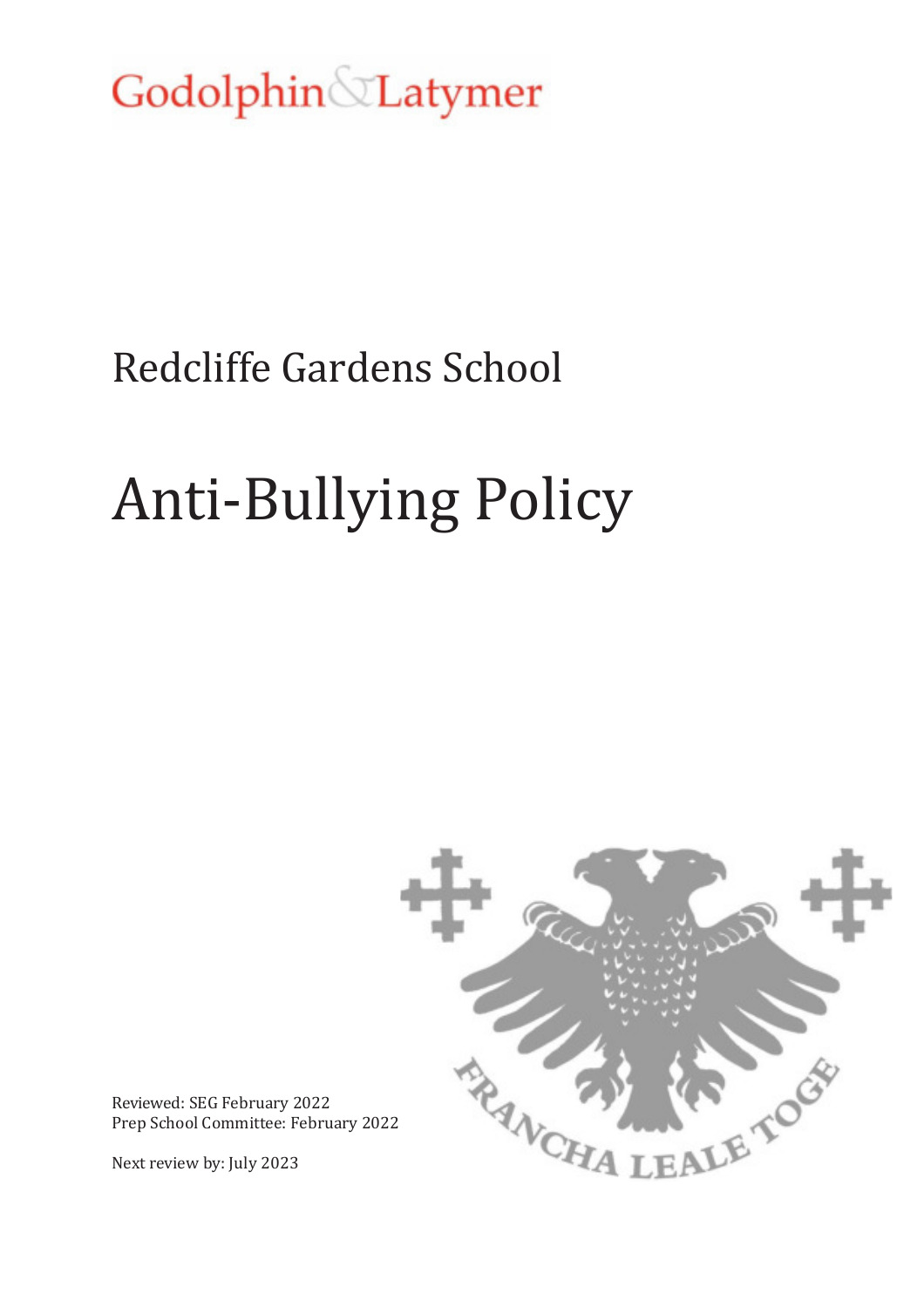Godolphin & Latymer

## Redcliffe Gardens School

# Anti-Bullying Policy

Reviewed: SEG February 2022
Prep School Committee: February 2022

Next review by: July 2023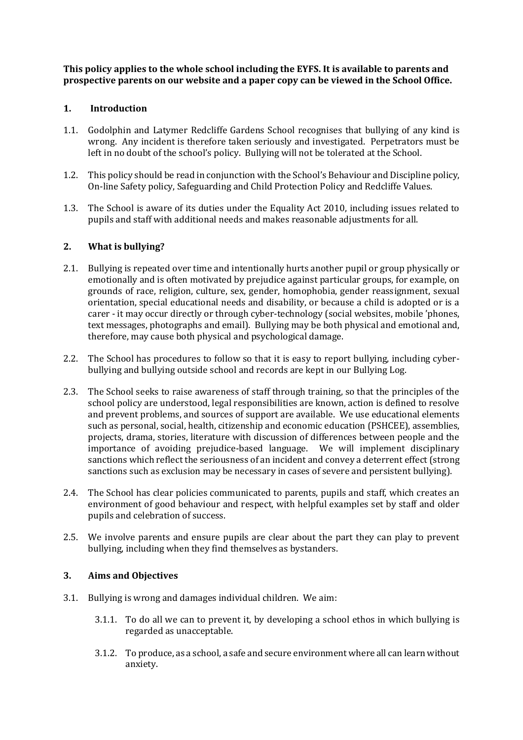**This policy applies to the whole school including the EYFS. It is available to parents and prospective parents on our website and a paper copy can be viewed in the School Office.**

## 1. Introduction

1.1. Godolphin and Latymer Redcliffe Gardens School recognises that bullying of any kind is wrong. Any incident is therefore taken seriously and investigated. Perpetrators must be left in no doubt of the school's policy. Bullying will not be tolerated at the School.

1.2. This policy should be read in conjunction with the School's Behaviour and Discipline policy, On-line Safety policy, Safeguarding and Child Protection Policy and Redcliffe Values.

1.3. The School is aware of its duties under the Equality Act 2010, including issues related to pupils and staff with additional needs and makes reasonable adjustments for all.

## 2. What is bullying?

2.1. Bullying is repeated over time and intentionally hurts another pupil or group physically or emotionally and is often motivated by prejudice against particular groups, for example, on grounds of race, religion, culture, sex, gender, homophobia, gender reassignment, sexual orientation, special educational needs and disability, or because a child is adopted or is a carer - it may occur directly or through cyber-technology (social websites, mobile 'phones, text messages, photographs and email). Bullying may be both physical and emotional and, therefore, may cause both physical and psychological damage.

2.2. The School has procedures to follow so that it is easy to report bullying, including cyber-bullying and bullying outside school and records are kept in our Bullying Log.

2.3. The School seeks to raise awareness of staff through training, so that the principles of the school policy are understood, legal responsibilities are known, action is defined to resolve and prevent problems, and sources of support are available. We use educational elements such as personal, social, health, citizenship and economic education (PSHCEE), assemblies, projects, drama, stories, literature with discussion of differences between people and the importance of avoiding prejudice-based language. We will implement disciplinary sanctions which reflect the seriousness of an incident and convey a deterrent effect (strong sanctions such as exclusion may be necessary in cases of severe and persistent bullying).

2.4. The School has clear policies communicated to parents, pupils and staff, which creates an environment of good behaviour and respect, with helpful examples set by staff and older pupils and celebration of success.

2.5. We involve parents and ensure pupils are clear about the part they can play to prevent bullying, including when they find themselves as bystanders.

## 3. Aims and Objectives

3.1. Bullying is wrong and damages individual children. We aim:

   3.1.1. To do all we can to prevent it, by developing a school ethos in which bullying is regarded as unacceptable.

   3.1.2. To produce, as a school, a safe and secure environment where all can learn without anxiety.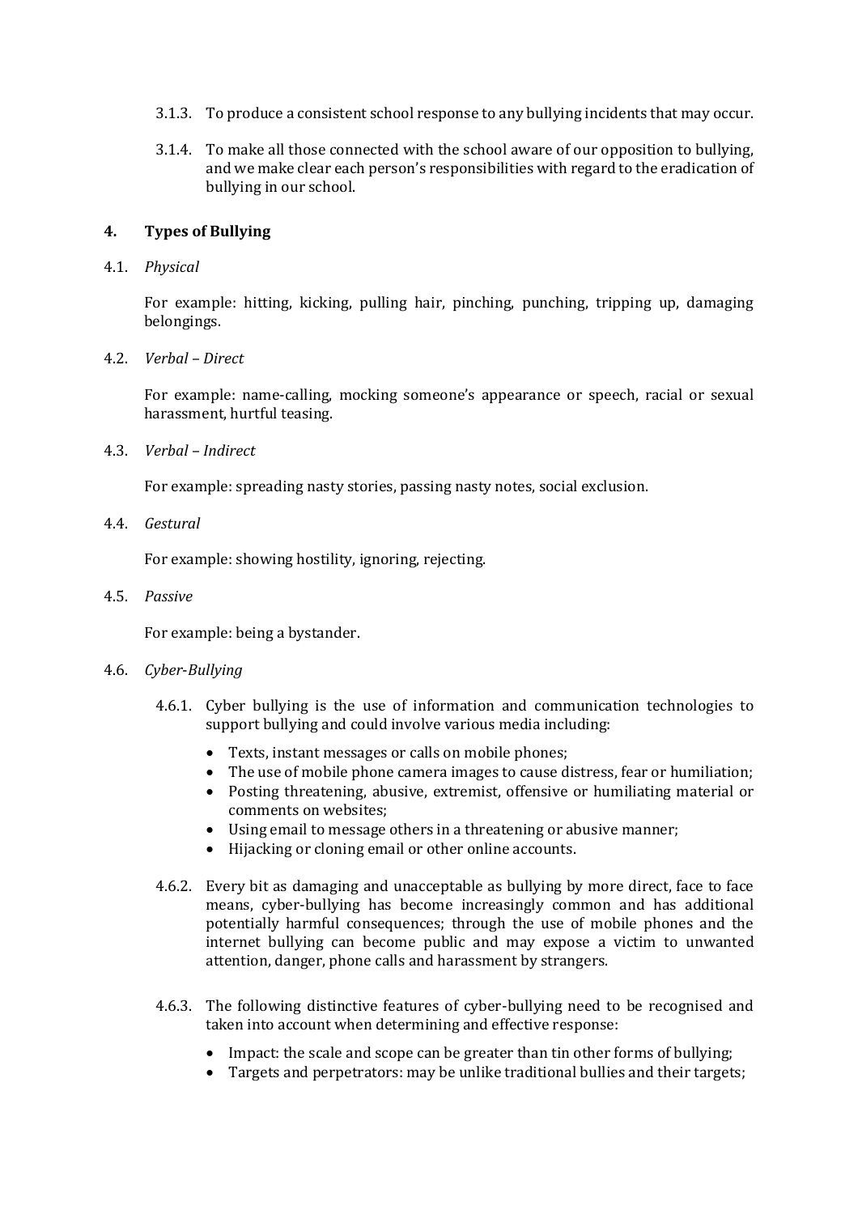3.1.3. To produce a consistent school response to any bullying incidents that may occur.

3.1.4. To make all those connected with the school aware of our opposition to bullying, and we make clear each person's responsibilities with regard to the eradication of bullying in our school.

## 4. Types of Bullying

4.1. *Physical*

For example: hitting, kicking, pulling hair, pinching, punching, tripping up, damaging belongings.

4.2. *Verbal – Direct*

For example: name-calling, mocking someone's appearance or speech, racial or sexual harassment, hurtful teasing.

4.3. *Verbal – Indirect*

For example: spreading nasty stories, passing nasty notes, social exclusion.

4.4. *Gestural*

For example: showing hostility, ignoring, rejecting.

4.5. *Passive*

For example: being a bystander.

4.6. *Cyber-Bullying*

4.6.1. Cyber bullying is the use of information and communication technologies to support bullying and could involve various media including:

- Texts, instant messages or calls on mobile phones;
- The use of mobile phone camera images to cause distress, fear or humiliation;
- Posting threatening, abusive, extremist, offensive or humiliating material or comments on websites;
- Using email to message others in a threatening or abusive manner;
- Hijacking or cloning email or other online accounts.

4.6.2. Every bit as damaging and unacceptable as bullying by more direct, face to face means, cyber-bullying has become increasingly common and has additional potentially harmful consequences; through the use of mobile phones and the internet bullying can become public and may expose a victim to unwanted attention, danger, phone calls and harassment by strangers.

4.6.3. The following distinctive features of cyber-bullying need to be recognised and taken into account when determining and effective response:

- Impact: the scale and scope can be greater than tin other forms of bullying;
- Targets and perpetrators: may be unlike traditional bullies and their targets;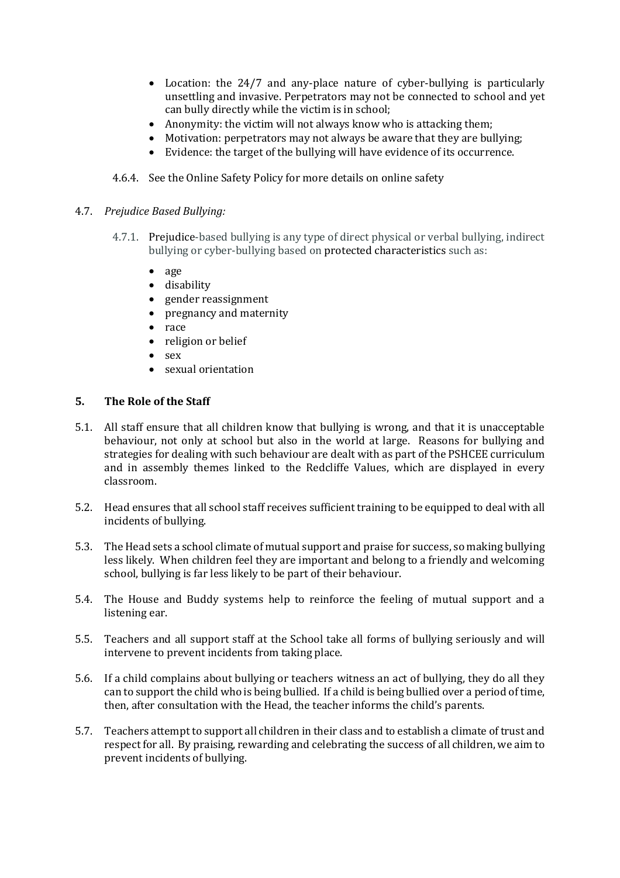- Location: the 24/7 and any-place nature of cyber-bullying is particularly unsettling and invasive. Perpetrators may not be connected to school and yet can bully directly while the victim is in school;
- Anonymity: the victim will not always know who is attacking them;
- Motivation: perpetrators may not always be aware that they are bullying;
- Evidence: the target of the bullying will have evidence of its occurrence.

4.6.4. See the Online Safety Policy for more details on online safety

4.7. *Prejudice Based Bullying:*

4.7.1. Prejudice-based bullying is any type of direct physical or verbal bullying, indirect bullying or cyber-bullying based on protected characteristics such as:

- age
- disability
- gender reassignment
- pregnancy and maternity
- race
- religion or belief
- sex
- sexual orientation

## 5. The Role of the Staff

5.1. All staff ensure that all children know that bullying is wrong, and that it is unacceptable behaviour, not only at school but also in the world at large. Reasons for bullying and strategies for dealing with such behaviour are dealt with as part of the PSHCEE curriculum and in assembly themes linked to the Redcliffe Values, which are displayed in every classroom.

5.2. Head ensures that all school staff receives sufficient training to be equipped to deal with all incidents of bullying.

5.3. The Head sets a school climate of mutual support and praise for success, so making bullying less likely. When children feel they are important and belong to a friendly and welcoming school, bullying is far less likely to be part of their behaviour.

5.4. The House and Buddy systems help to reinforce the feeling of mutual support and a listening ear.

5.5. Teachers and all support staff at the School take all forms of bullying seriously and will intervene to prevent incidents from taking place.

5.6. If a child complains about bullying or teachers witness an act of bullying, they do all they can to support the child who is being bullied. If a child is being bullied over a period of time, then, after consultation with the Head, the teacher informs the child's parents.

5.7. Teachers attempt to support all children in their class and to establish a climate of trust and respect for all. By praising, rewarding and celebrating the success of all children, we aim to prevent incidents of bullying.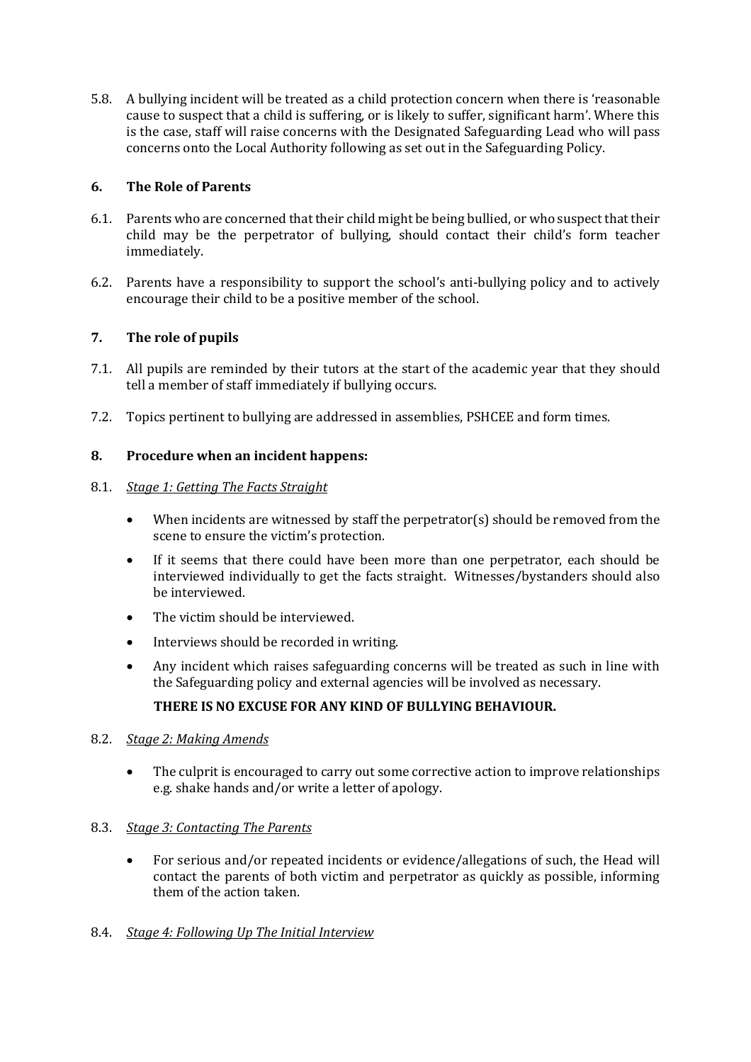5.8. A bullying incident will be treated as a child protection concern when there is 'reasonable cause to suspect that a child is suffering, or is likely to suffer, significant harm'. Where this is the case, staff will raise concerns with the Designated Safeguarding Lead who will pass concerns onto the Local Authority following as set out in the Safeguarding Policy.

## 6. The Role of Parents

6.1. Parents who are concerned that their child might be being bullied, or who suspect that their child may be the perpetrator of bullying, should contact their child's form teacher immediately.

6.2. Parents have a responsibility to support the school's anti-bullying policy and to actively encourage their child to be a positive member of the school.

## 7. The role of pupils

7.1. All pupils are reminded by their tutors at the start of the academic year that they should tell a member of staff immediately if bullying occurs.

7.2. Topics pertinent to bullying are addressed in assemblies, PSHCEE and form times.

## 8. Procedure when an incident happens:

8.1. ***Stage 1: Getting The Facts Straight***

- When incidents are witnessed by staff the perpetrator(s) should be removed from the scene to ensure the victim's protection.
- If it seems that there could have been more than one perpetrator, each should be interviewed individually to get the facts straight. Witnesses/bystanders should also be interviewed.
- The victim should be interviewed.
- Interviews should be recorded in writing.
- Any incident which raises safeguarding concerns will be treated as such in line with the Safeguarding policy and external agencies will be involved as necessary.

**THERE IS NO EXCUSE FOR ANY KIND OF BULLYING BEHAVIOUR.**

8.2. ***Stage 2: Making Amends***

- The culprit is encouraged to carry out some corrective action to improve relationships e.g. shake hands and/or write a letter of apology.

8.3. ***Stage 3: Contacting The Parents***

- For serious and/or repeated incidents or evidence/allegations of such, the Head will contact the parents of both victim and perpetrator as quickly as possible, informing them of the action taken.

8.4. ***Stage 4: Following Up The Initial Interview***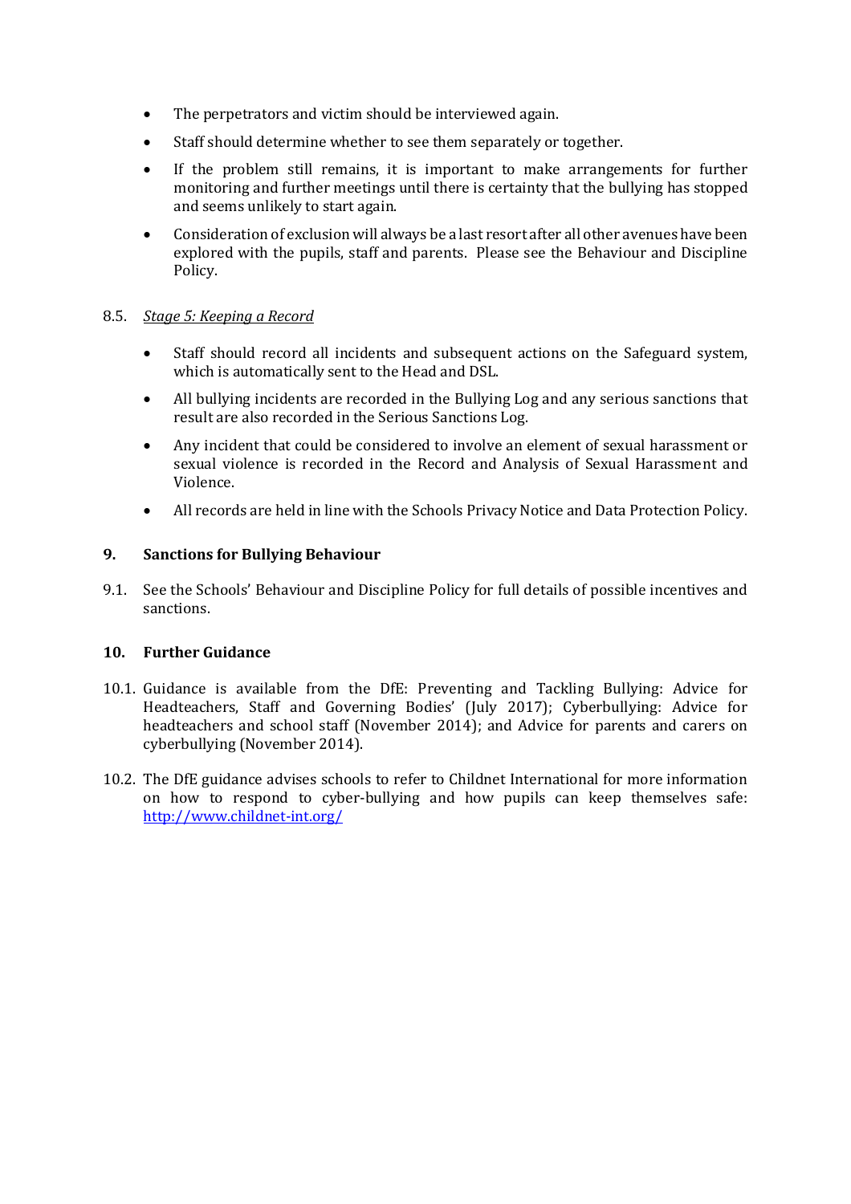- The perpetrators and victim should be interviewed again.
- Staff should determine whether to see them separately or together.
- If the problem still remains, it is important to make arrangements for further monitoring and further meetings until there is certainty that the bullying has stopped and seems unlikely to start again.
- Consideration of exclusion will always be a last resort after all other avenues have been explored with the pupils, staff and parents. Please see the Behaviour and Discipline Policy.

8.5. *Stage 5: Keeping a Record*

- Staff should record all incidents and subsequent actions on the Safeguard system, which is automatically sent to the Head and DSL.
- All bullying incidents are recorded in the Bullying Log and any serious sanctions that result are also recorded in the Serious Sanctions Log.
- Any incident that could be considered to involve an element of sexual harassment or sexual violence is recorded in the Record and Analysis of Sexual Harassment and Violence.
- All records are held in line with the Schools Privacy Notice and Data Protection Policy.

## 9. Sanctions for Bullying Behaviour

9.1. See the Schools' Behaviour and Discipline Policy for full details of possible incentives and sanctions.

## 10. Further Guidance

10.1. Guidance is available from the DfE: Preventing and Tackling Bullying: Advice for Headteachers, Staff and Governing Bodies' (July 2017); Cyberbullying: Advice for headteachers and school staff (November 2014); and Advice for parents and carers on cyberbullying (November 2014).

10.2. The DfE guidance advises schools to refer to Childnet International for more information on how to respond to cyber-bullying and how pupils can keep themselves safe: [http://www.childnet-int.org/](http://www.childnet-int.org/)